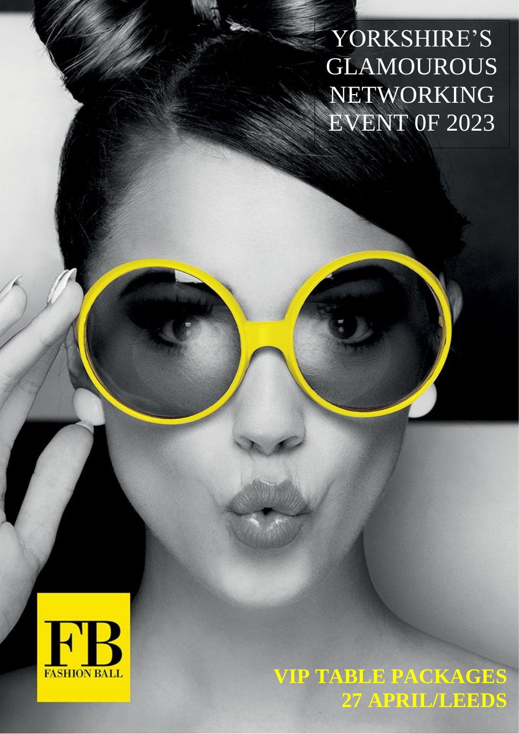# YORKSHIRE'S GLAMOUROUS NETWORKING EVENT 0F 2023

FB

FASHION BALL

**VIP TABLE PACKAGES**
**27 APRIL/LEEDS**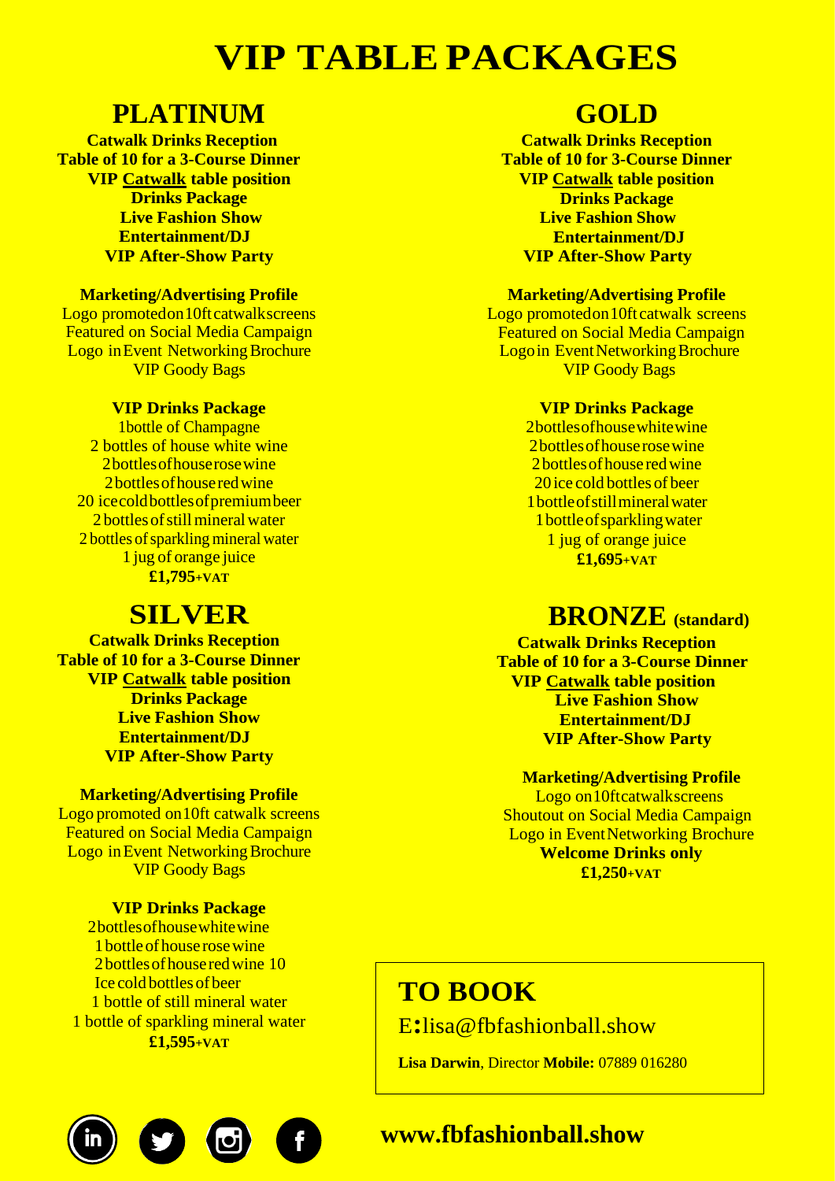# VIP TABLE PACKAGES

## PLATINUM

**Catwalk Drinks Reception**
**Table of 10 for a 3-Course Dinner**
**VIP Catwalk table position**
**Drinks Package**
**Live Fashion Show**
**Entertainment/DJ**
**VIP After-Show Party**

**Marketing/Advertising Profile**
Logo promoted on 10ft catwalk screens
Featured on Social Media Campaign
Logo in Event Networking Brochure
VIP Goody Bags

**VIP Drinks Package**
1 bottle of Champagne
2 bottles of house white wine
2 bottles of house rose wine
2 bottles of house red wine
20 ice cold bottles of premium beer
2 bottles of still mineral water
2 bottles of sparkling mineral water
1 jug of orange juice
**£1,795+VAT**

## GOLD

**Catwalk Drinks Reception**
**Table of 10 for 3-Course Dinner**
**VIP Catwalk table position**
**Drinks Package**
**Live Fashion Show**
**Entertainment/DJ**
**VIP After-Show Party**

**Marketing/Advertising Profile**
Logo promoted on 10ft catwalk screens
Featured on Social Media Campaign
Logo in Event Networking Brochure
VIP Goody Bags

**VIP Drinks Package**
2 bottles of house white wine
2 bottles of house rose wine
2 bottles of house red wine
20 ice cold bottles of beer
1 bottle of still mineral water
1 bottle of sparkling water
1 jug of orange juice
**£1,695+VAT**

## SILVER

**Catwalk Drinks Reception**
**Table of 10 for a 3-Course Dinner**
**VIP Catwalk table position**
**Drinks Package**
**Live Fashion Show**
**Entertainment/DJ**
**VIP After-Show Party**

**Marketing/Advertising Profile**
Logo promoted on 10ft catwalk screens
Featured on Social Media Campaign
Logo in Event Networking Brochure
VIP Goody Bags

**VIP Drinks Package**
2 bottles of house white wine
1 bottle of house rose wine
2 bottles of house red wine 10
Ice cold bottles of beer
1 bottle of still mineral water
1 bottle of sparkling mineral water
**£1,595+VAT**

## BRONZE (standard)

**Catwalk Drinks Reception**
**Table of 10 for a 3-Course Dinner**
**VIP Catwalk table position**
**Live Fashion Show**
**Entertainment/DJ**
**VIP After-Show Party**

**Marketing/Advertising Profile**
Logo on 10ft catwalk screens
Shoutout on Social Media Campaign
Logo in Event Networking Brochure
**Welcome Drinks only**
**£1,250+VAT**

## TO BOOK

E: lisa@fbfashionball.show

**Lisa Darwin**, Director **Mobile:** 07889 016280

**www.fbfashionball.show**